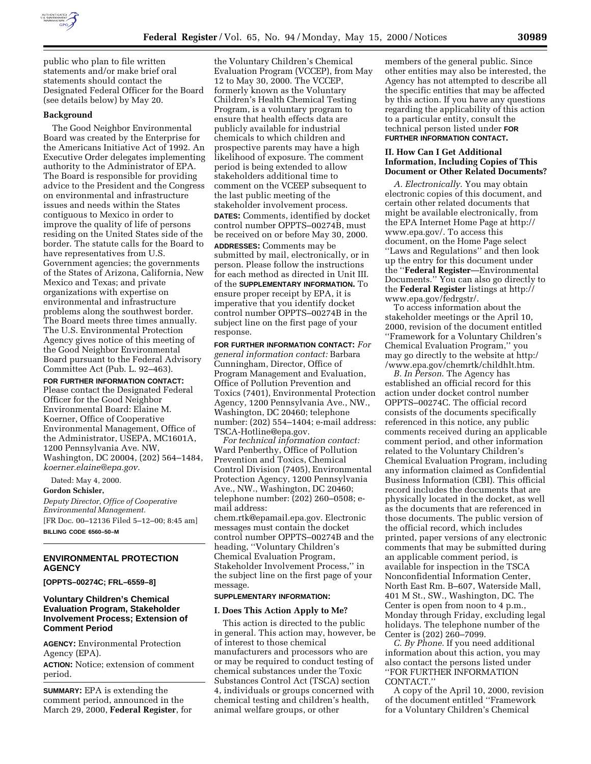public who plan to file written statements and/or make brief oral statements should contact the Designated Federal Officer for the Board (see details below) by May 20.

**Background**

The Good Neighbor Environmental Board was created by the Enterprise for the Americans Initiative Act of 1992. An Executive Order delegates implementing authority to the Administrator of EPA. The Board is responsible for providing advice to the President and the Congress on environmental and infrastructure issues and needs within the States contiguous to Mexico in order to improve the quality of life of persons residing on the United States side of the border. The statute calls for the Board to have representatives from U.S. Government agencies; the governments of the States of Arizona, California, New Mexico and Texas; and private organizations with expertise on environmental and infrastructure problems along the southwest border. The Board meets three times annually. The U.S. Environmental Protection Agency gives notice of this meeting of the Good Neighbor Environmental Board pursuant to the Federal Advisory Committee Act (Pub. L. 92–463).

**FOR FURTHER INFORMATION CONTACT:** Please contact the Designated Federal Officer for the Good Neighbor Environmental Board: Elaine M. Koerner, Office of Cooperative Environmental Management, Office of the Administrator, USEPA, MC1601A, 1200 Pennsylvania Ave. NW, Washington, DC 20004, (202) 564–1484, *koerner.elaine@epa.gov.*

Dated: May 4, 2000.

**Gordon Schisler,**

*Deputy Director, Office of Cooperative Environmental Management.*

[FR Doc. 00–12136 Filed 5–12–00; 8:45 am]

**BILLING CODE 6560–50–M**

---

## ENVIRONMENTAL PROTECTION AGENCY

**[OPPTS–00274C; FRL–6559–8]**

### Voluntary Children's Chemical Evaluation Program, Stakeholder Involvement Process; Extension of Comment Period

**AGENCY:** Environmental Protection Agency (EPA).

**ACTION:** Notice; extension of comment period.

**SUMMARY:** EPA is extending the comment period, announced in the March 29, 2000, **Federal Register**, for the Voluntary Children's Chemical Evaluation Program (VCCEP), from May 12 to May 30, 2000. The VCCEP, formerly known as the Voluntary Children's Health Chemical Testing Program, is a voluntary program to ensure that health effects data are publicly available for industrial chemicals to which children and prospective parents may have a high likelihood of exposure. The comment period is being extended to allow stakeholders additional time to comment on the VCEEP subsequent to the last public meeting of the stakeholder involvement process.

**DATES:** Comments, identified by docket control number OPPTS–00274B, must be received on or before May 30, 2000.

**ADDRESSES:** Comments may be submitted by mail, electronically, or in person. Please follow the instructions for each method as directed in Unit III. of the **SUPPLEMENTARY INFORMATION.** To ensure proper receipt by EPA, it is imperative that you identify docket control number OPPTS–00274B in the subject line on the first page of your response.

**FOR FURTHER INFORMATION CONTACT:** *For general information contact:* Barbara Cunningham, Director, Office of Program Management and Evaluation, Office of Pollution Prevention and Toxics (7401), Environmental Protection Agency, 1200 Pennsylvania Ave., NW., Washington, DC 20460; telephone number: (202) 554–1404; e-mail address: TSCA-Hotline@epa.gov.

*For technical information contact:* Ward Penberthy, Office of Pollution Prevention and Toxics, Chemical Control Division (7405), Environmental Protection Agency, 1200 Pennsylvania Ave., NW., Washington, DC 20460; telephone number: (202) 260–0508; e-mail address: chem.rtk@epamail.epa.gov. Electronic messages must contain the docket control number OPPTS–00274B and the heading, ''Voluntary Children's Chemical Evaluation Program, Stakeholder Involvement Process,'' in the subject line on the first page of your message.

**SUPPLEMENTARY INFORMATION:**

#### I. Does This Action Apply to Me?

This action is directed to the public in general. This action may, however, be of interest to those chemical manufacturers and processors who are or may be required to conduct testing of chemical substances under the Toxic Substances Control Act (TSCA) section 4, individuals or groups concerned with chemical testing and children's health, animal welfare groups, or other members of the general public. Since other entities may also be interested, the Agency has not attempted to describe all the specific entities that may be affected by this action. If you have any questions regarding the applicability of this action to a particular entity, consult the technical person listed under **FOR FURTHER INFORMATION CONTACT.**

#### II. How Can I Get Additional Information, Including Copies of This Document or Other Related Documents?

*A. Electronically*. You may obtain electronic copies of this document, and certain other related documents that might be available electronically, from the EPA Internet Home Page at http://www.epa.gov/. To access this document, on the Home Page select ''Laws and Regulations'' and then look up the entry for this document under the ''**Federal Register**—Environmental Documents.'' You can also go directly to the **Federal Register** listings at http://www.epa.gov/fedrgstr/.

To access information about the stakeholder meetings or the April 10, 2000, revision of the document entitled ''Framework for a Voluntary Children's Chemical Evaluation Program,'' you may go directly to the website at http://www.epa.gov/chemrtk/childhlt.htm.

*B. In Person*. The Agency has established an official record for this action under docket control number OPPTS–00274C. The official record consists of the documents specifically referenced in this notice, any public comments received during an applicable comment period, and other information related to the Voluntary Children's Chemical Evaluation Program, including any information claimed as Confidential Business Information (CBI). This official record includes the documents that are physically located in the docket, as well as the documents that are referenced in those documents. The public version of the official record, which includes printed, paper versions of any electronic comments that may be submitted during an applicable comment period, is available for inspection in the TSCA Nonconfidential Information Center, North East Rm. B–607, Waterside Mall, 401 M St., SW., Washington, DC. The Center is open from noon to 4 p.m., Monday through Friday, excluding legal holidays. The telephone number of the Center is (202) 260–7099.

*C. By Phone*. If you need additional information about this action, you may also contact the persons listed under ''FOR FURTHER INFORMATION CONTACT.''

A copy of the April 10, 2000, revision of the document entitled ''Framework for a Voluntary Children's Chemical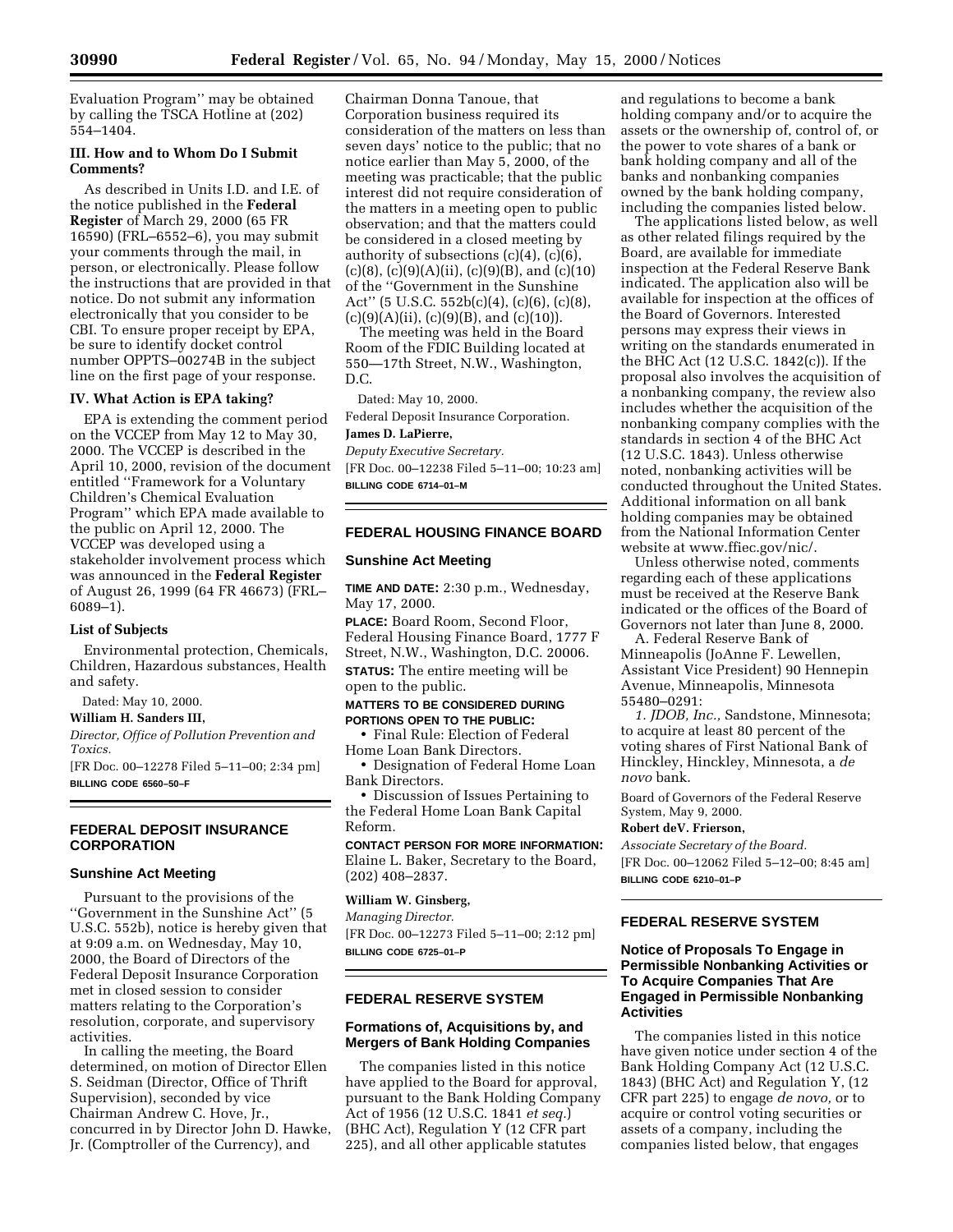Evaluation Program'' may be obtained by calling the TSCA Hotline at (202) 554–1404.

### III. How and to Whom Do I Submit Comments?

As described in Units I.D. and I.E. of the notice published in the **Federal Register** of March 29, 2000 (65 FR 16590) (FRL–6552–6), you may submit your comments through the mail, in person, or electronically. Please follow the instructions that are provided in that notice. Do not submit any information electronically that you consider to be CBI. To ensure proper receipt by EPA, be sure to identify docket control number OPPTS–00274B in the subject line on the first page of your response.

### IV. What Action is EPA taking?

EPA is extending the comment period on the VCCEP from May 12 to May 30, 2000. The VCCEP is described in the April 10, 2000, revision of the document entitled ''Framework for a Voluntary Children's Chemical Evaluation Program'' which EPA made available to the public on April 12, 2000. The VCCEP was developed using a stakeholder involvement process which was announced in the **Federal Register** of August 26, 1999 (64 FR 46673) (FRL–6089–1).

#### List of Subjects

Environmental protection, Chemicals, Children, Hazardous substances, Health and safety.

Dated: May 10, 2000.

**William H. Sanders III,**

*Director, Office of Pollution Prevention and Toxics.*

[FR Doc. 00–12278 Filed 5–11–00; 2:34 pm]

**BILLING CODE 6560–50–F**

## FEDERAL DEPOSIT INSURANCE CORPORATION

### Sunshine Act Meeting

Pursuant to the provisions of the ''Government in the Sunshine Act'' (5 U.S.C. 552b), notice is hereby given that at 9:09 a.m. on Wednesday, May 10, 2000, the Board of Directors of the Federal Deposit Insurance Corporation met in closed session to consider matters relating to the Corporation's resolution, corporate, and supervisory activities.

In calling the meeting, the Board determined, on motion of Director Ellen S. Seidman (Director, Office of Thrift Supervision), seconded by vice Chairman Andrew C. Hove, Jr., concurred in by Director John D. Hawke, Jr. (Comptroller of the Currency), and Chairman Donna Tanoue, that Corporation business required its consideration of the matters on less than seven days' notice to the public; that no notice earlier than May 5, 2000, of the meeting was practicable; that the public interest did not require consideration of the matters in a meeting open to public observation; and that the matters could be considered in a closed meeting by authority of subsections (c)(4), (c)(6), (c)(8), (c)(9)(A)(ii), (c)(9)(B), and (c)(10) of the ''Government in the Sunshine Act'' (5 U.S.C. 552b(c)(4), (c)(6), (c)(8), (c)(9)(A)(ii), (c)(9)(B), and (c)(10)).

The meeting was held in the Board Room of the FDIC Building located at 550—17th Street, N.W., Washington, D.C.

Dated: May 10, 2000.

Federal Deposit Insurance Corporation.

**James D. LaPierre,**

*Deputy Executive Secretary.*

[FR Doc. 00–12238 Filed 5–11–00; 10:23 am]

**BILLING CODE 6714–01–M**

## FEDERAL HOUSING FINANCE BOARD

### Sunshine Act Meeting

**TIME AND DATE:** 2:30 p.m., Wednesday, May 17, 2000.

**PLACE:** Board Room, Second Floor, Federal Housing Finance Board, 1777 F Street, N.W., Washington, D.C. 20006.

**STATUS:** The entire meeting will be open to the public.

**MATTERS TO BE CONSIDERED DURING PORTIONS OPEN TO THE PUBLIC:**

- Final Rule: Election of Federal Home Loan Bank Directors.
- Designation of Federal Home Loan Bank Directors.
- Discussion of Issues Pertaining to the Federal Home Loan Bank Capital Reform.

**CONTACT PERSON FOR MORE INFORMATION:** Elaine L. Baker, Secretary to the Board, (202) 408–2837.

**William W. Ginsberg,**

*Managing Director.*

[FR Doc. 00–12273 Filed 5–11–00; 2:12 pm]

**BILLING CODE 6725–01–P**

## FEDERAL RESERVE SYSTEM

### Formations of, Acquisitions by, and Mergers of Bank Holding Companies

The companies listed in this notice have applied to the Board for approval, pursuant to the Bank Holding Company Act of 1956 (12 U.S.C. 1841 *et seq.*) (BHC Act), Regulation Y (12 CFR part 225), and all other applicable statutes and regulations to become a bank holding company and/or to acquire the assets or the ownership of, control of, or the power to vote shares of a bank or bank holding company and all of the banks and nonbanking companies owned by the bank holding company, including the companies listed below.

The applications listed below, as well as other related filings required by the Board, are available for immediate inspection at the Federal Reserve Bank indicated. The application also will be available for inspection at the offices of the Board of Governors. Interested persons may express their views in writing on the standards enumerated in the BHC Act (12 U.S.C. 1842(c)). If the proposal also involves the acquisition of a nonbanking company, the review also includes whether the acquisition of the nonbanking company complies with the standards in section 4 of the BHC Act (12 U.S.C. 1843). Unless otherwise noted, nonbanking activities will be conducted throughout the United States. Additional information on all bank holding companies may be obtained from the National Information Center website at www.ffiec.gov/nic/.

Unless otherwise noted, comments regarding each of these applications must be received at the Reserve Bank indicated or the offices of the Board of Governors not later than June 8, 2000.

A. Federal Reserve Bank of Minneapolis (JoAnne F. Lewellen, Assistant Vice President) 90 Hennepin Avenue, Minneapolis, Minnesota 55480–0291:

*1. JDOB, Inc.,* Sandstone, Minnesota; to acquire at least 80 percent of the voting shares of First National Bank of Hinckley, Hinckley, Minnesota, a *de novo* bank.

Board of Governors of the Federal Reserve System, May 9, 2000.

**Robert deV. Frierson,**

*Associate Secretary of the Board.*

[FR Doc. 00–12062 Filed 5–12–00; 8:45 am]

**BILLING CODE 6210–01–P**

## FEDERAL RESERVE SYSTEM

### Notice of Proposals To Engage in Permissible Nonbanking Activities or To Acquire Companies That Are Engaged in Permissible Nonbanking Activities

The companies listed in this notice have given notice under section 4 of the Bank Holding Company Act (12 U.S.C. 1843) (BHC Act) and Regulation Y, (12 CFR part 225) to engage *de novo,* or to acquire or control voting securities or assets of a company, including the companies listed below, that engages